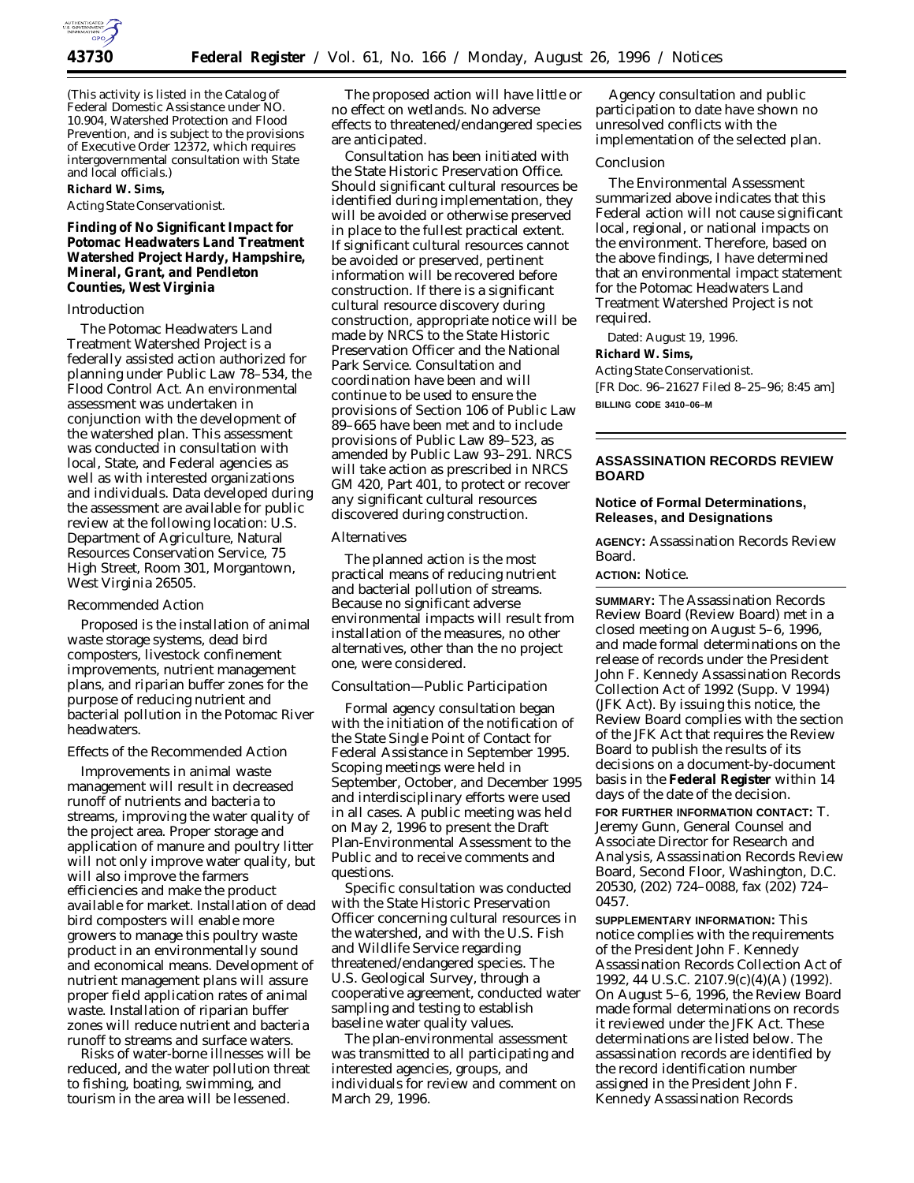(This activity is listed in the Catalog of Federal Domestic Assistance under NO. 10.904, Watershed Protection and Flood Prevention, and is subject to the provisions of Executive Order 12372, which requires intergovernmental consultation with State and local officials.)

**Richard W. Sims,**

*Acting State Conservationist.*

## Finding of No Significant Impact for Potomac Headwaters Land Treatment Watershed Project Hardy, Hampshire, Mineral, Grant, and Pendleton Counties, West Virginia

### Introduction

The Potomac Headwaters Land Treatment Watershed Project is a federally assisted action authorized for planning under Public Law 78–534, the Flood Control Act. An environmental assessment was undertaken in conjunction with the development of the watershed plan. This assessment was conducted in consultation with local, State, and Federal agencies as well as with interested organizations and individuals. Data developed during the assessment are available for public review at the following location: U.S. Department of Agriculture, Natural Resources Conservation Service, 75 High Street, Room 301, Morgantown, West Virginia 26505.

### Recommended Action

Proposed is the installation of animal waste storage systems, dead bird composters, livestock confinement improvements, nutrient management plans, and riparian buffer zones for the purpose of reducing nutrient and bacterial pollution in the Potomac River headwaters.

### Effects of the Recommended Action

Improvements in animal waste management will result in decreased runoff of nutrients and bacteria to streams, improving the water quality of the project area. Proper storage and application of manure and poultry litter will not only improve water quality, but will also improve the farmers efficiencies and make the product available for market. Installation of dead bird composters will enable more growers to manage this poultry waste product in an environmentally sound and economical means. Development of nutrient management plans will assure proper field application rates of animal waste. Installation of riparian buffer zones will reduce nutrient and bacteria runoff to streams and surface waters.

Risks of water-borne illnesses will be reduced, and the water pollution threat to fishing, boating, swimming, and tourism in the area will be lessened.

The proposed action will have little or no effect on wetlands. No adverse effects to threatened/endangered species are anticipated.

Consultation has been initiated with the State Historic Preservation Office. Should significant cultural resources be identified during implementation, they will be avoided or otherwise preserved in place to the fullest practical extent. If significant cultural resources cannot be avoided or preserved, pertinent information will be recovered before construction. If there is a significant cultural resource discovery during construction, appropriate notice will be made by NRCS to the State Historic Preservation Officer and the National Park Service. Consultation and coordination have been and will continue to be used to ensure the provisions of Section 106 of Public Law 89–665 have been met and to include provisions of Public Law 89–523, as amended by Public Law 93–291. NRCS will take action as prescribed in NRCS GM 420, Part 401, to protect or recover any significant cultural resources discovered during construction.

### Alternatives

The planned action is the most practical means of reducing nutrient and bacterial pollution of streams. Because no significant adverse environmental impacts will result from installation of the measures, no other alternatives, other than the no project one, were considered.

### Consultation—Public Participation

Formal agency consultation began with the initiation of the notification of the State Single Point of Contact for Federal Assistance in September 1995. Scoping meetings were held in September, October, and December 1995 and interdisciplinary efforts were used in all cases. A public meeting was held on May 2, 1996 to present the Draft Plan-Environmental Assessment to the Public and to receive comments and questions.

Specific consultation was conducted with the State Historic Preservation Officer concerning cultural resources in the watershed, and with the U.S. Fish and Wildlife Service regarding threatened/endangered species. The U.S. Geological Survey, through a cooperative agreement, conducted water sampling and testing to establish baseline water quality values.

The plan-environmental assessment was transmitted to all participating and interested agencies, groups, and individuals for review and comment on March 29, 1996.

Agency consultation and public participation to date have shown no unresolved conflicts with the implementation of the selected plan.

### Conclusion

The Environmental Assessment summarized above indicates that this Federal action will not cause significant local, regional, or national impacts on the environment. Therefore, based on the above findings, I have determined that an environmental impact statement for the Potomac Headwaters Land Treatment Watershed Project is not required.

Dated: August 19, 1996.

**Richard W. Sims,**

*Acting State Conservationist.*

[FR Doc. 96–21627 Filed 8–25–96; 8:45 am]

**BILLING CODE 3410–06–M**

---

## ASSASSINATION RECORDS REVIEW BOARD

### Notice of Formal Determinations, Releases, and Designations

**AGENCY:** Assassination Records Review Board.

**ACTION:** Notice.

**SUMMARY:** The Assassination Records Review Board (Review Board) met in a closed meeting on August 5–6, 1996, and made formal determinations on the release of records under the President John F. Kennedy Assassination Records Collection Act of 1992 (Supp. V 1994) (JFK Act). By issuing this notice, the Review Board complies with the section of the JFK Act that requires the Review Board to publish the results of its decisions on a document-by-document basis in the **Federal Register** within 14 days of the date of the decision.

**FOR FURTHER INFORMATION CONTACT:** T. Jeremy Gunn, General Counsel and Associate Director for Research and Analysis, Assassination Records Review Board, Second Floor, Washington, D.C. 20530, (202) 724–0088, fax (202) 724–0457.

**SUPPLEMENTARY INFORMATION:** This notice complies with the requirements of the President John F. Kennedy Assassination Records Collection Act of 1992, 44 U.S.C. 2107.9(c)(4)(A) (1992). On August 5–6, 1996, the Review Board made formal determinations on records it reviewed under the JFK Act. These determinations are listed below. The assassination records are identified by the record identification number assigned in the President John F. Kennedy Assassination Records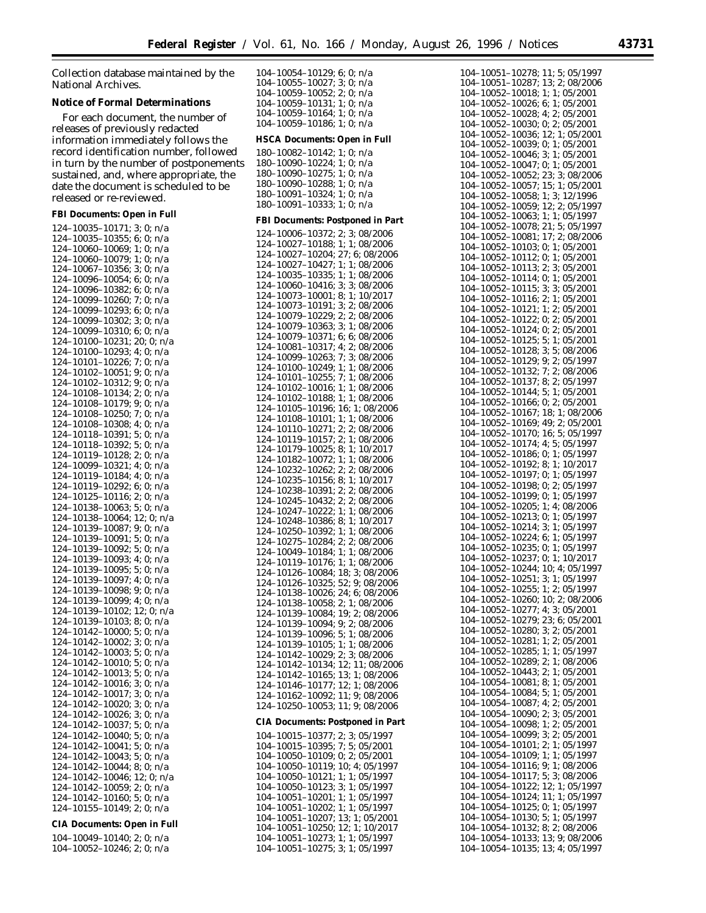Collection database maintained by the National Archives.

**Notice of Formal Determinations**

For each document, the number of releases of previously redacted information immediately follows the record identification number, followed in turn by the number of postponements sustained, and, where appropriate, the date the document is scheduled to be released or re-reviewed.

**FBI Documents: Open in Full**

124–10035–10171; 3; 0; n/a
124–10035–10355; 6; 0; n/a
124–10060–10069; 1; 0; n/a
124–10060–10079; 1; 0; n/a
124–10067–10356; 3; 0; n/a
124–10096–10054; 6; 0; n/a
124–10096–10382; 6; 0; n/a
124–10099–10260; 7; 0; n/a
124–10099–10293; 6; 0; n/a
124–10099–10302; 3; 0; n/a
124–10099–10310; 6; 0; n/a
124–10100–10231; 20; 0; n/a
124–10100–10293; 4; 0; n/a
124–10101–10226; 7; 0; n/a
124–10102–10051; 9; 0; n/a
124–10102–10312; 9; 0; n/a
124–10108–10134; 2; 0; n/a
124–10108–10179; 9; 0; n/a
124–10108–10250; 7; 0; n/a
124–10108–10308; 4; 0; n/a
124–10118–10391; 5; 0; n/a
124–10118–10392; 5; 0; n/a
124–10119–10128; 2; 0; n/a
124–10099–10321; 4; 0; n/a
124–10119–10184; 4; 0; n/a
124–10119–10292; 6; 0; n/a
124–10125–10116; 2; 0; n/a
124–10138–10063; 5; 0; n/a
124–10138–10064; 12; 0; n/a
124–10139–10087; 9; 0; n/a
124–10139–10091; 5; 0; n/a
124–10139–10092; 5; 0; n/a
124–10139–10093; 4; 0; n/a
124–10139–10095; 5; 0; n/a
124–10139–10097; 4; 0; n/a
124–10139–10098; 9; 0; n/a
124–10139–10099; 4; 0; n/a
124–10139–10102; 12; 0; n/a
124–10139–10103; 8; 0; n/a
124–10142–10000; 5; 0; n/a
124–10142–10002; 3; 0; n/a
124–10142–10003; 5; 0; n/a
124–10142–10010; 5; 0; n/a
124–10142–10013; 5; 0; n/a
124–10142–10016; 3; 0; n/a
124–10142–10017; 3; 0; n/a
124–10142–10020; 3; 0; n/a
124–10142–10026; 3; 0; n/a
124–10142–10037; 5; 0; n/a
124–10142–10040; 5; 0; n/a
124–10142–10041; 5; 0; n/a
124–10142–10043; 5; 0; n/a
124–10142–10044; 8; 0; n/a
124–10142–10046; 12; 0; n/a
124–10142–10059; 2; 0; n/a
124–10142–10160; 5; 0; n/a
124–10155–10149; 2; 0; n/a

**CIA Documents: Open in Full**

104–10049–10140; 2; 0; n/a
104–10052–10246; 2; 0; n/a
104–10054–10129; 6; 0; n/a
104–10055–10027; 3; 0; n/a
104–10059–10052; 2; 0; n/a
104–10059–10131; 1; 0; n/a
104–10059–10164; 1; 0; n/a
104–10059–10186; 1; 0; n/a

**HSCA Documents: Open in Full**

180–10082–10142; 1; 0; n/a
180–10090–10224; 1; 0; n/a
180–10090–10275; 1; 0; n/a
180–10090–10288; 1; 0; n/a
180–10091–10324; 1; 0; n/a
180–10091–10333; 1; 0; n/a

**FBI Documents: Postponed in Part**

124–10006–10372; 2; 3; 08/2006
124–10027–10188; 1; 1; 08/2006
124–10027–10204; 27; 6; 08/2006
124–10027–10427; 1; 1; 08/2006
124–10035–10335; 1; 1; 08/2006
124–10060–10416; 3; 3; 08/2006
124–10073–10001; 8; 1; 10/2017
124–10073–10191; 3; 2; 08/2006
124–10079–10229; 2; 2; 08/2006
124–10079–10363; 3; 1; 08/2006
124–10079–10371; 6; 6; 08/2006
124–10081–10317; 4; 2; 08/2006
124–10099–10263; 7; 3; 08/2006
124–10100–10249; 1; 1; 08/2006
124–10101–10255; 7; 1; 08/2006
124–10102–10016; 1; 1; 08/2006
124–10102–10188; 1; 1; 08/2006
124–10105–10196; 16; 1; 08/2006
124–10108–10101; 1; 1; 08/2006
124–10110–10271; 2; 2; 08/2006
124–10119–10157; 2; 1; 08/2006
124–10179–10025; 8; 1; 10/2017
124–10182–10072; 1; 1; 08/2006
124–10232–10262; 2; 2; 08/2006
124–10235–10156; 8; 1; 10/2017
124–10238–10391; 2; 2; 08/2006
124–10245–10432; 2; 2; 08/2006
124–10247–10222; 1; 1; 08/2006
124–10248–10386; 8; 1; 10/2017
124–10250–10392; 1; 1; 08/2006
124–10275–10284; 2; 2; 08/2006
124–10049–10184; 1; 1; 08/2006
124–10119–10176; 1; 1; 08/2006
124–10126–10084; 18; 3; 08/2006
124–10126–10325; 52; 9; 08/2006
124–10138–10026; 24; 6; 08/2006
124–10138–10058; 2; 1; 08/2006
124–10139–10084; 19; 2; 08/2006
124–10139–10094; 9; 2; 08/2006
124–10139–10096; 5; 1; 08/2006
124–10139–10105; 1; 1; 08/2006
124–10142–10029; 2; 3; 08/2006
124–10142–10134; 12; 11; 08/2006
124–10142–10165; 13; 1; 08/2006
124–10146–10177; 12; 1; 08/2006
124–10162–10092; 11; 9; 08/2006
124–10250–10053; 11; 9; 08/2006

**CIA Documents: Postponed in Part**

104–10015–10377; 2; 3; 05/1997
104–10015–10395; 7; 5; 05/2001
104–10050–10109; 0; 2; 05/2001
104–10050–10119; 10; 4; 05/1997
104–10050–10121; 1; 1; 05/1997
104–10050–10123; 3; 1; 05/1997
104–10051–10201; 1; 1; 05/1997
104–10051–10202; 1; 1; 05/1997
104–10051–10207; 13; 1; 05/2001
104–10051–10250; 12; 1; 10/2017
104–10051–10273; 1; 1; 05/1997
104–10051–10275; 3; 1; 05/1997
104–10051–10278; 11; 5; 05/1997
104–10051–10287; 13; 2; 08/2006
104–10052–10018; 1; 1; 05/2001
104–10052–10026; 6; 1; 05/2001
104–10052–10028; 4; 2; 05/2001
104–10052–10030; 0; 2; 05/2001
104–10052–10036; 12; 1; 05/2001
104–10052–10039; 0; 1; 05/2001
104–10052–10046; 3; 1; 05/2001
104–10052–10047; 0; 1; 05/2001
104–10052–10052; 23; 3; 08/2006
104–10052–10057; 15; 1; 05/2001
104–10052–10058; 1; 3; 12/1996
104–10052–10059; 12; 2; 05/1997
104–10052–10063; 1; 1; 05/1997
104–10052–10078; 21; 5; 05/1997
104–10052–10081; 17; 2; 08/2006
104–10052–10103; 0; 1; 05/2001
104–10052–10112; 0; 1; 05/2001
104–10052–10113; 2; 3; 05/2001
104–10052–10114; 0; 1; 05/2001
104–10052–10115; 3; 3; 05/2001
104–10052–10116; 2; 1; 05/2001
104–10052–10121; 1; 2; 05/2001
104–10052–10122; 0; 2; 05/2001
104–10052–10124; 0; 2; 05/2001
104–10052–10125; 5; 1; 05/2001
104–10052–10128; 3; 5; 08/2006
104–10052–10129; 9; 2; 05/1997
104–10052–10132; 7; 2; 08/2006
104–10052–10137; 8; 2; 05/1997
104–10052–10144; 5; 1; 05/2001
104–10052–10166; 0; 2; 05/2001
104–10052–10167; 18; 1; 08/2006
104–10052–10169; 49; 2; 05/2001
104–10052–10170; 16; 5; 05/1997
104–10052–10174; 4; 5; 05/1997
104–10052–10186; 0; 1; 05/1997
104–10052–10192; 8; 1; 10/2017
104–10052–10197; 0; 1; 05/1997
104–10052–10198; 0; 2; 05/1997
104–10052–10199; 0; 1; 05/1997
104–10052–10205; 1; 4; 08/2006
104–10052–10213; 0; 1; 05/1997
104–10052–10214; 3; 1; 05/1997
104–10052–10224; 6; 1; 05/1997
104–10052–10235; 0; 1; 05/1997
104–10052–10237; 0; 1; 10/2017
104–10052–10244; 10; 4; 05/1997
104–10052–10251; 3; 1; 05/1997
104–10052–10255; 1; 2; 05/1997
104–10052–10260; 10; 2; 08/2006
104–10052–10277; 4; 3; 05/2001
104–10052–10279; 23; 6; 05/2001
104–10052–10280; 3; 2; 05/2001
104–10052–10281; 1; 2; 05/2001
104–10052–10285; 1; 1; 05/1997
104–10052–10289; 2; 1; 08/2006
104–10052–10443; 2; 1; 05/2001
104–10054–10081; 8; 1; 05/2001
104–10054–10084; 5; 1; 05/2001
104–10054–10087; 4; 2; 05/2001
104–10054–10090; 2; 3; 05/2001
104–10054–10098; 1; 2; 05/2001
104–10054–10099; 3; 2; 05/2001
104–10054–10101; 2; 1; 05/1997
104–10054–10109; 1; 1; 05/1997
104–10054–10116; 9; 1; 08/2006
104–10054–10117; 5; 3; 08/2006
104–10054–10122; 12; 1; 05/1997
104–10054–10124; 11; 1; 05/1997
104–10054–10125; 0; 1; 05/1997
104–10054–10130; 5; 1; 05/1997
104–10054–10132; 8; 2; 08/2006
104–10054–10133; 13; 9; 08/2006
104–10054–10135; 13; 4; 05/1997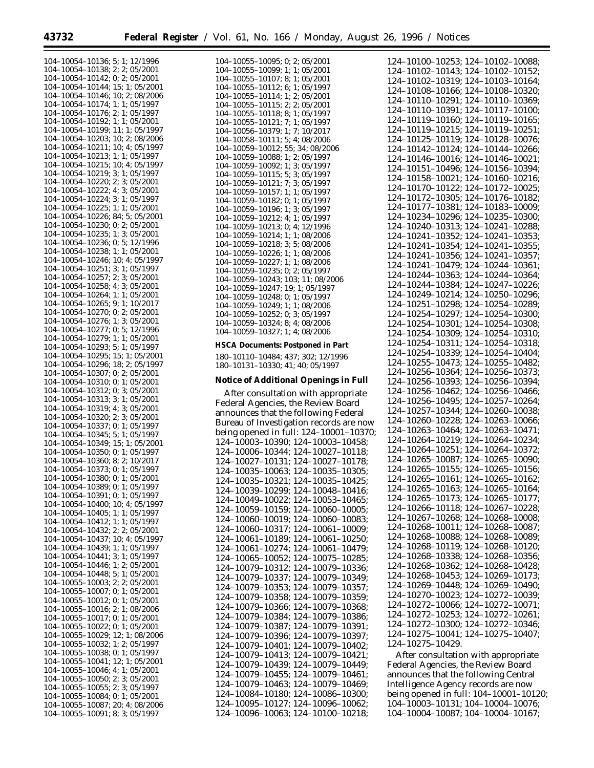104–10054–10136; 5; 1; 12/1996
104–10054–10138; 2; 2; 05/2001
104–10054–10142; 0; 2; 05/2001
104–10054–10144; 15; 1; 05/2001
104–10054–10146; 10; 2; 08/2006
104–10054–10174; 1; 1; 05/1997
104–10054–10176; 2; 1; 05/1997
104–10054–10192; 1; 1; 05/2001
104–10054–10199; 11; 1; 05/1997
104–10054–10203; 10; 2; 08/2006
104–10054–10211; 10; 4; 05/1997
104–10054–10213; 1; 1; 05/1997
104–10054–10215; 10; 4; 05/1997
104–10054–10219; 3; 1; 05/1997
104–10054–10220; 2; 3; 05/2001
104–10054–10222; 4; 3; 05/2001
104–10054–10224; 3; 1; 05/1997
104–10054–10225; 1; 1; 05/2001
104–10054–10226; 84; 5; 05/2001
104–10054–10230; 0; 2; 05/2001
104–10054–10235; 1; 3; 05/2001
104–10054–10236; 0; 5; 12/1996
104–10054–10238; 1; 1; 05/2001
104–10054–10246; 10; 4; 05/1997
104–10054–10251; 3; 1; 05/1997
104–10054–10257; 2; 3; 05/2001
104–10054–10258; 4; 3; 05/2001
104–10054–10264; 1; 1; 05/2001
104–10054–10265; 9; 1; 10/2017
104–10054–10270; 0; 2; 05/2001
104–10054–10276; 1; 3; 05/2001
104–10054–10277; 0; 5; 12/1996
104–10054–10279; 1; 1; 05/2001
104–10054–10293; 5; 1; 05/1997
104–10054–10295; 15; 1; 05/2001
104–10054–10296; 18; 2; 05/1997
104–10054–10307; 0; 2; 05/2001
104–10054–10310; 0; 1; 05/2001
104–10054–10312; 0; 3; 05/2001
104–10054–10313; 3; 1; 05/2001
104–10054–10319; 4; 3; 05/2001
104–10054–10320; 2; 3; 05/2001
104–10054–10337; 0; 1; 05/1997
104–10054–10345; 5; 1; 05/1997
104–10054–10349; 15; 1; 05/2001
104–10054–10350; 0; 1; 05/1997
104–10054–10360; 8; 2; 10/2017
104–10054–10373; 0; 1; 05/1997
104–10054–10380; 0; 1; 05/2001
104–10054–10389; 0; 1; 05/1997
104–10054–10391; 0; 1; 05/1997
104–10054–10400; 10; 4; 05/1997
104–10054–10405; 1; 1; 05/1997
104–10054–10412; 1; 1; 05/1997
104–10054–10432; 2; 2; 05/2001
104–10054–10437; 10; 4; 05/1997
104–10054–10439; 1; 1; 05/1997
104–10054–10441; 3; 1; 05/1997
104–10054–10446; 1; 2; 05/2001
104–10054–10448; 5; 1; 05/2001
104–10055–10003; 2; 2; 05/2001
104–10055–10007; 0; 1; 05/2001
104–10055–10012; 0; 1; 05/2001
104–10055–10016; 2; 1; 08/2006
104–10055–10017; 0; 1; 05/2001
104–10055–10022; 0; 1; 05/2001
104–10055–10029; 12; 1; 08/2006
104–10055–10032; 1; 2; 05/1997
104–10055–10038; 0; 1; 05/1997
104–10055–10041; 12; 1; 05/2001
104–10055–10046; 4; 1; 05/2001
104–10055–10050; 2; 3; 05/2001
104–10055–10055; 2; 3; 05/1997
104–10055–10084; 0; 1; 05/2001
104–10055–10087; 20; 4; 08/2006
104–10055–10091; 8; 3; 05/1997
104–10055–10095; 0; 2; 05/2001
104–10055–10099; 1; 1; 05/2001
104–10055–10107; 8; 1; 05/2001
104–10055–10112; 6; 1; 05/1997
104–10055–10114; 1; 2; 05/2001
104–10055–10115; 2; 2; 05/2001
104–10055–10118; 8; 1; 05/1997
104–10055–10121; 7; 1; 05/1997
104–10056–10379; 1; 7; 10/2017
104–10058–10111; 5; 4; 08/2006
104–10059–10012; 55; 34; 08/2006
104–10059–10088; 1; 2; 05/1997
104–10059–10092; 1; 3; 05/1997
104–10059–10115; 5; 3; 05/1997
104–10059–10121; 7; 3; 05/1997
104–10059–10157; 1; 1; 05/1997
104–10059–10182; 0; 1; 05/1997
104–10059–10196; 1; 3; 05/1997
104–10059–10212; 4; 1; 05/1997
104–10059–10213; 0; 4; 12/1996
104–10059–10214; 1; 1; 08/2006
104–10059–10218; 3; 5; 08/2006
104–10059–10226; 1; 1; 08/2006
104–10059–10227; 1; 1; 08/2006
104–10059–10235; 0; 2; 05/1997
104–10059–10243; 103; 11; 08/2006
104–10059–10247; 19; 1; 05/1997
104–10059–10248; 0; 1; 05/1997
104–10059–10249; 1; 1; 08/2006
104–10059–10252; 0; 3; 05/1997
104–10059–10324; 8; 4; 08/2006
104–10059–10327; 1; 4; 08/2006

**HSCA Documents: Postponed in Part**

180–10110–10484; 437; 302; 12/1996
180–10131–10330; 41; 40; 05/1997

**Notice of Additional Openings in Full**

After consultation with appropriate Federal Agencies, the Review Board announces that the following Federal Bureau of Investigation records are now being opened in full: 124–10001–10370; 124–10003–10390; 124–10003–10458; 124–10006–10344; 124–10027–10118; 124–10027–10131; 124–10027–10178; 124–10035–10063; 124–10035–10305; 124–10035–10321; 124–10035–10425; 124–10039–10299; 124–10048–10416; 124–10049–10022; 124–10053–10465; 124–10059–10159; 124–10060–10005; 124–10060–10019; 124–10060–10083; 124–10060–10317; 124–10061–10009; 124–10061–10189; 124–10061–10250; 124–10061–10274; 124–10061–10479; 124–10065–10052; 124–10075–10285; 124–10079–10312; 124–10079–10336; 124–10079–10337; 124–10079–10349; 124–10079–10353; 124–10079–10357; 124–10079–10358; 124–10079–10359; 124–10079–10366; 124–10079–10368; 124–10079–10384; 124–10079–10386; 124–10079–10387; 124–10079–10391; 124–10079–10396; 124–10079–10397; 124–10079–10401; 124–10079–10402; 124–10079–10413; 124–10079–10421; 124–10079–10439; 124–10079–10449; 124–10079–10455; 124–10079–10461; 124–10079–10463; 124–10079–10469; 124–10084–10180; 124–10086–10300; 124–10095–10127; 124–10096–10062; 124–10096–10063; 124–10100–10218; 124–10100–10253; 124–10102–10088; 124–10102–10143; 124–10102–10152; 124–10102–10319; 124–10103–10164; 124–10108–10166; 124–10108–10320; 124–10110–10291; 124–10110–10369; 124–10110–10391; 124–10117–10100; 124–10119–10160; 124–10119–10165; 124–10119–10215; 124–10119–10251; 124–10125–10119; 124–10128–10076; 124–10142–10124; 124–10144–10266; 124–10146–10016; 124–10146–10021; 124–10151–10496; 124–10156–10394; 124–10158–10021; 124–10160–10216; 124–10170–10122; 124–10172–10025; 124–10172–10305; 124–10176–10182; 124–10177–10381; 124–10183–10009; 124–10234–10296; 124–10235–10300; 124–10240–10313; 124–10241–10288; 124–10241–10352; 124–10241–10353; 124–10241–10354; 124–10241–10355; 124–10241–10356; 124–10241–10357; 124–10241–10479; 124–10244–10361; 124–10244–10363; 124–10244–10364; 124–10244–10384; 124–10247–10226; 124–10249–10214; 124–10250–10296; 124–10251–10298; 124–10254–10289; 124–10254–10297; 124–10254–10300; 124–10254–10301; 124–10254–10308; 124–10254–10309; 124–10254–10310; 124–10254–10311; 124–10254–10318; 124–10254–10339; 124–10254–10404; 124–10255–10473; 124–10255–10482; 124–10256–10364; 124–10256–10373; 124–10256–10393; 124–10256–10394; 124–10256–10462; 124–10256–10466; 124–10256–10495; 124–10257–10264; 124–10257–10344; 124–10260–10038; 124–10260–10228; 124–10263–10066; 124–10263–10464; 124–10263–10471; 124–10264–10219; 124–10264–10234; 124–10264–10251; 124–10264–10372; 124–10265–10087; 124–10265–10090; 124–10265–10155; 124–10265–10156; 124–10265–10161; 124–10265–10162; 124–10265–10163; 124–10265–10164; 124–10265–10173; 124–10265–10177; 124–10266–10118; 124–10267–10228; 124–10267–10268; 124–10268–10008; 124–10268–10011; 124–10268–10087; 124–10268–10088; 124–10268–10089; 124–10268–10119; 124–10268–10120; 124–10268–10338; 124–10268–10356; 124–10268–10362; 124–10268–10428; 124–10268–10453; 124–10269–10173; 124–10269–10448; 124–10269–10490; 124–10270–10023; 124–10272–10039; 124–10272–10066; 124–10272–10071; 124–10272–10253; 124–10272–10261; 124–10272–10300; 124–10272–10346; 124–10275–10041; 124–10275–10407; 124–10275–10429.

After consultation with appropriate Federal Agencies, the Review Board announces that the following Central Intelligence Agency records are now being opened in full: 104–10001–10120; 104–10003–10131; 104–10004–10076; 104–10004–10087; 104–10004–10167;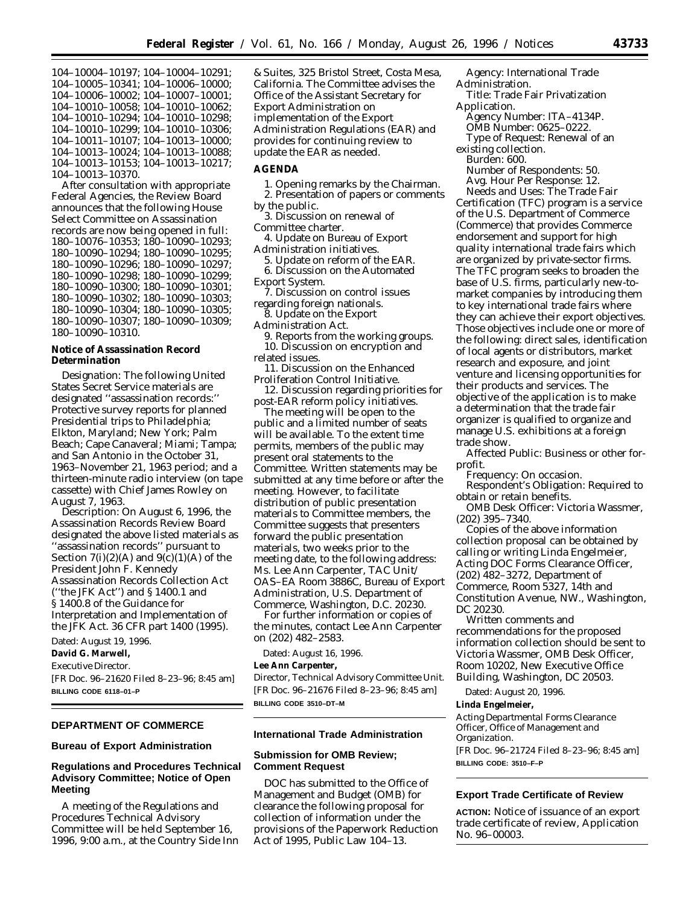104–10004–10197; 104–10004–10291; 104–10005–10341; 104–10006–10000; 104–10006–10002; 104–10007–10001; 104–10010–10058; 104–10010–10062; 104–10010–10294; 104–10010–10298; 104–10010–10299; 104–10010–10306; 104–10011–10107; 104–10013–10000; 104–10013–10024; 104–10013–10088; 104–10013–10153; 104–10013–10217; 104–10013–10370.

After consultation with appropriate Federal Agencies, the Review Board announces that the following House Select Committee on Assassination records are now being opened in full: 180–10076–10353; 180–10090–10293; 180–10090–10294; 180–10090–10295; 180–10090–10296; 180–10090–10297; 180–10090–10298; 180–10090–10299; 180–10090–10300; 180–10090–10301; 180–10090–10302; 180–10090–10303; 180–10090–10304; 180–10090–10305; 180–10090–10307; 180–10090–10309; 180–10090–10310.

**Notice of Assassination Record Determination**

*Designation:* The following United States Secret Service materials are designated ''assassination records:'' Protective survey reports for planned Presidential trips to Philadelphia; Elkton, Maryland; New York; Palm Beach; Cape Canaveral; Miami; Tampa; and San Antonio in the October 31, 1963–November 21, 1963 period; and a thirteen-minute radio interview (on tape cassette) with Chief James Rowley on August 7, 1963.

*Description:* On August 6, 1996, the Assassination Records Review Board designated the above listed materials as ''assassination records'' pursuant to Section 7(i)(2)(A) and 9(c)(1)(A) of the President John F. Kennedy Assassination Records Collection Act (''the JFK Act'') and § 1400.1 and § 1400.8 of the Guidance for Interpretation and Implementation of the JFK Act. 36 CFR part 1400 (1995).

Dated: August 19, 1996.

**David G. Marwell,**

*Executive Director.*

[FR Doc. 96–21620 Filed 8–23–96; 8:45 am]

**BILLING CODE 6118–01–P**

## DEPARTMENT OF COMMERCE

### Bureau of Export Administration

### Regulations and Procedures Technical Advisory Committee; Notice of Open Meeting

A meeting of the Regulations and Procedures Technical Advisory Committee will be held September 16, 1996, 9:00 a.m., at the Country Side Inn & Suites, 325 Bristol Street, Costa Mesa, California. The Committee advises the Office of the Assistant Secretary for Export Administration on implementation of the Export Administration Regulations (EAR) and provides for continuing review to update the EAR as needed.

**AGENDA**

1. Opening remarks by the Chairman.
2. Presentation of papers or comments by the public.
3. Discussion on renewal of Committee charter.
4. Update on Bureau of Export Administration initiatives.
5. Update on reform of the EAR.
6. Discussion on the Automated Export System.
7. Discussion on control issues regarding foreign nationals.
8. Update on the Export Administration Act.
9. Reports from the working groups.
10. Discussion on encryption and related issues.
11. Discussion on the Enhanced Proliferation Control Initiative.
12. Discussion regarding priorities for post-EAR reform policy initiatives.

The meeting will be open to the public and a limited number of seats will be available. To the extent time permits, members of the public may present oral statements to the Committee. Written statements may be submitted at any time before or after the meeting. However, to facilitate distribution of public presentation materials to Committee members, the Committee suggests that presenters forward the public presentation materials, two weeks prior to the meeting date, to the following address: Ms. Lee Ann Carpenter, TAC Unit/OAS–EA Room 3886C, Bureau of Export Administration, U.S. Department of Commerce, Washington, D.C. 20230.

For further information or copies of the minutes, contact Lee Ann Carpenter on (202) 482–2583.

Dated: August 16, 1996.

**Lee Ann Carpenter,**

*Director, Technical Advisory Committee Unit.*

[FR Doc. 96–21676 Filed 8–23–96; 8:45 am]

**BILLING CODE 3510–DT–M**

### International Trade Administration

### Submission for OMB Review; Comment Request

DOC has submitted to the Office of Management and Budget (OMB) for clearance the following proposal for collection of information under the provisions of the Paperwork Reduction Act of 1995, Public Law 104–13.

*Agency:* International Trade Administration.

*Title:* Trade Fair Privatization Application.

*Agency Number:* ITA–4134P.

*OMB Number:* 0625–0222.

*Type of Request:* Renewal of an existing collection.

*Burden:* 600.

*Number of Respondents:* 50.

*Avg. Hour Per Response:* 12.

*Needs and Uses:* The Trade Fair Certification (TFC) program is a service of the U.S. Department of Commerce (Commerce) that provides Commerce endorsement and support for high quality international trade fairs which are organized by private-sector firms. The TFC program seeks to broaden the base of U.S. firms, particularly new-to-market companies by introducing them to key international trade fairs where they can achieve their export objectives. Those objectives include one or more of the following: direct sales, identification of local agents or distributors, market research and exposure, and joint venture and licensing opportunities for their products and services. The objective of the application is to make a determination that the trade fair organizer is qualified to organize and manage U.S. exhibitions at a foreign trade show.

*Affected Public:* Business or other for-profit.

*Frequency:* On occasion.

*Respondent's Obligation:* Required to obtain or retain benefits.

*OMB Desk Officer:* Victoria Wassmer, (202) 395–7340.

Copies of the above information collection proposal can be obtained by calling or writing Linda Engelmeier, Acting DOC Forms Clearance Officer, (202) 482–3272, Department of Commerce, Room 5327, 14th and Constitution Avenue, NW., Washington, DC 20230.

Written comments and recommendations for the proposed information collection should be sent to Victoria Wassmer, OMB Desk Officer, Room 10202, New Executive Office Building, Washington, DC 20503.

Dated: August 20, 1996.

**Linda Engelmeier,**

*Acting Departmental Forms Clearance Officer, Office of Management and Organization.*

[FR Doc. 96–21724 Filed 8–23–96; 8:45 am]

**BILLING CODE: 3510–F–P**

### Export Trade Certificate of Review

**ACTION:** Notice of issuance of an export trade certificate of review, Application No. 96–00003.